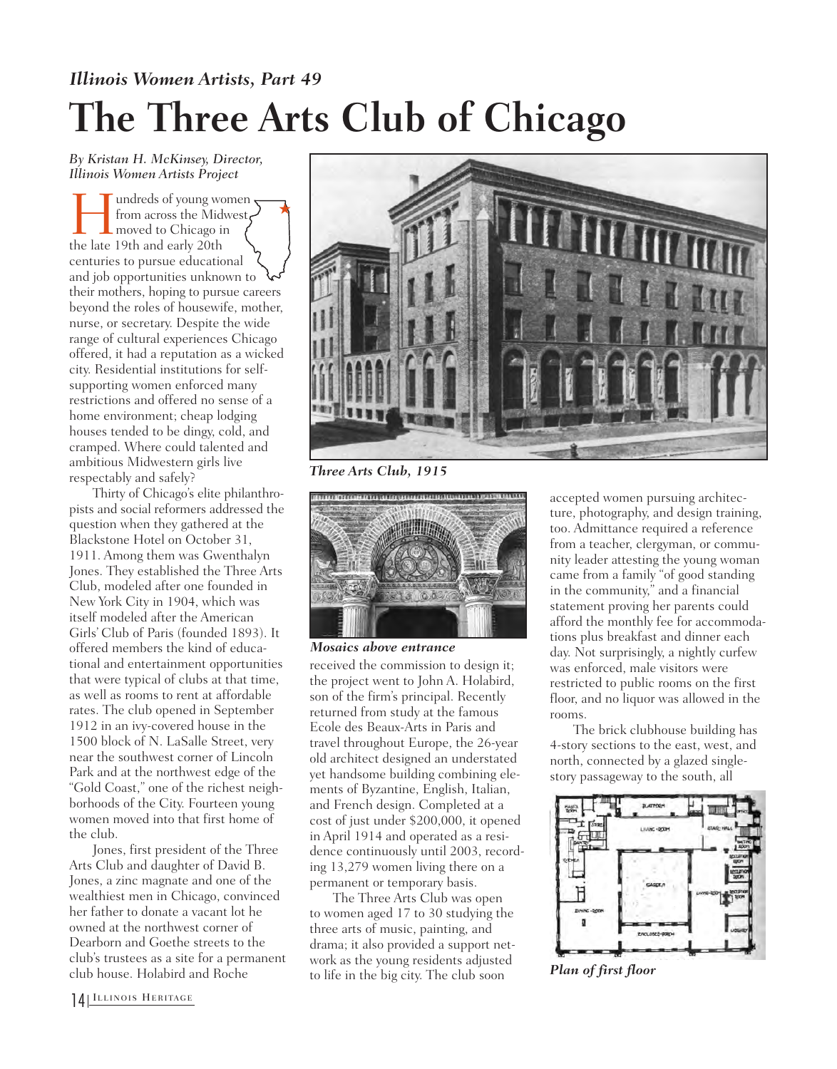*Illinois Women Artists, Part 49*

# The Three Arts Club of Chicago

*By Kristan H. McKinsey, Director, Illinois Women Artists Project*

Hundreds of young women from across the Midwest moved to Chicago in the late 19th and early 20th centuries to pursue educational and job opportunities unknown to their mothers, hoping to pursue careers beyond the roles of housewife, mother, nurse, or secretary. Despite the wide range of cultural experiences Chicago offered, it had a reputation as a wicked city. Residential institutions for self-supporting women enforced many restrictions and offered no sense of a home environment; cheap lodging houses tended to be dingy, cold, and cramped. Where could talented and ambitious Midwestern girls live respectably and safely?

Thirty of Chicago's elite philanthropists and social reformers addressed the question when they gathered at the Blackstone Hotel on October 31, 1911. Among them was Gwenthalyn Jones. They established the Three Arts Club, modeled after one founded in New York City in 1904, which was itself modeled after the American Girls' Club of Paris (founded 1893). It offered members the kind of educational and entertainment opportunities that were typical of clubs at that time, as well as rooms to rent at affordable rates. The club opened in September 1912 in an ivy-covered house in the 1500 block of N. LaSalle Street, very near the southwest corner of Lincoln Park and at the northwest edge of the "Gold Coast," one of the richest neighborhoods of the City. Fourteen young women moved into that first home of the club.

Jones, first president of the Three Arts Club and daughter of David B. Jones, a zinc magnate and one of the wealthiest men in Chicago, convinced her father to donate a vacant lot he owned at the northwest corner of Dearborn and Goethe streets to the club's trustees as a site for a permanent club house. Holabird and Roche received the commission to design it; the project went to John A. Holabird, son of the firm's principal. Recently returned from study at the famous Ecole des Beaux-Arts in Paris and travel throughout Europe, the 26-year old architect designed an understated yet handsome building combining elements of Byzantine, English, Italian, and French design. Completed at a cost of just under $200,000, it opened in April 1914 and operated as a residence continuously until 2003, recording 13,279 women living there on a permanent or temporary basis.

*Three Arts Club, 1915*

*Mosaics above entrance*

The Three Arts Club was open to women aged 17 to 30 studying the three arts of music, painting, and drama; it also provided a support network as the young residents adjusted to life in the big city. The club soon accepted women pursuing architecture, photography, and design training, too. Admittance required a reference from a teacher, clergyman, or community leader attesting the young woman came from a family "of good standing in the community," and a financial statement proving her parents could afford the monthly fee for accommodations plus breakfast and dinner each day. Not surprisingly, a nightly curfew was enforced, male visitors were restricted to public rooms on the first floor, and no liquor was allowed in the rooms.

The brick clubhouse building has 4-story sections to the east, west, and north, connected by a glazed single-story passageway to the south, all

*Plan of first floor*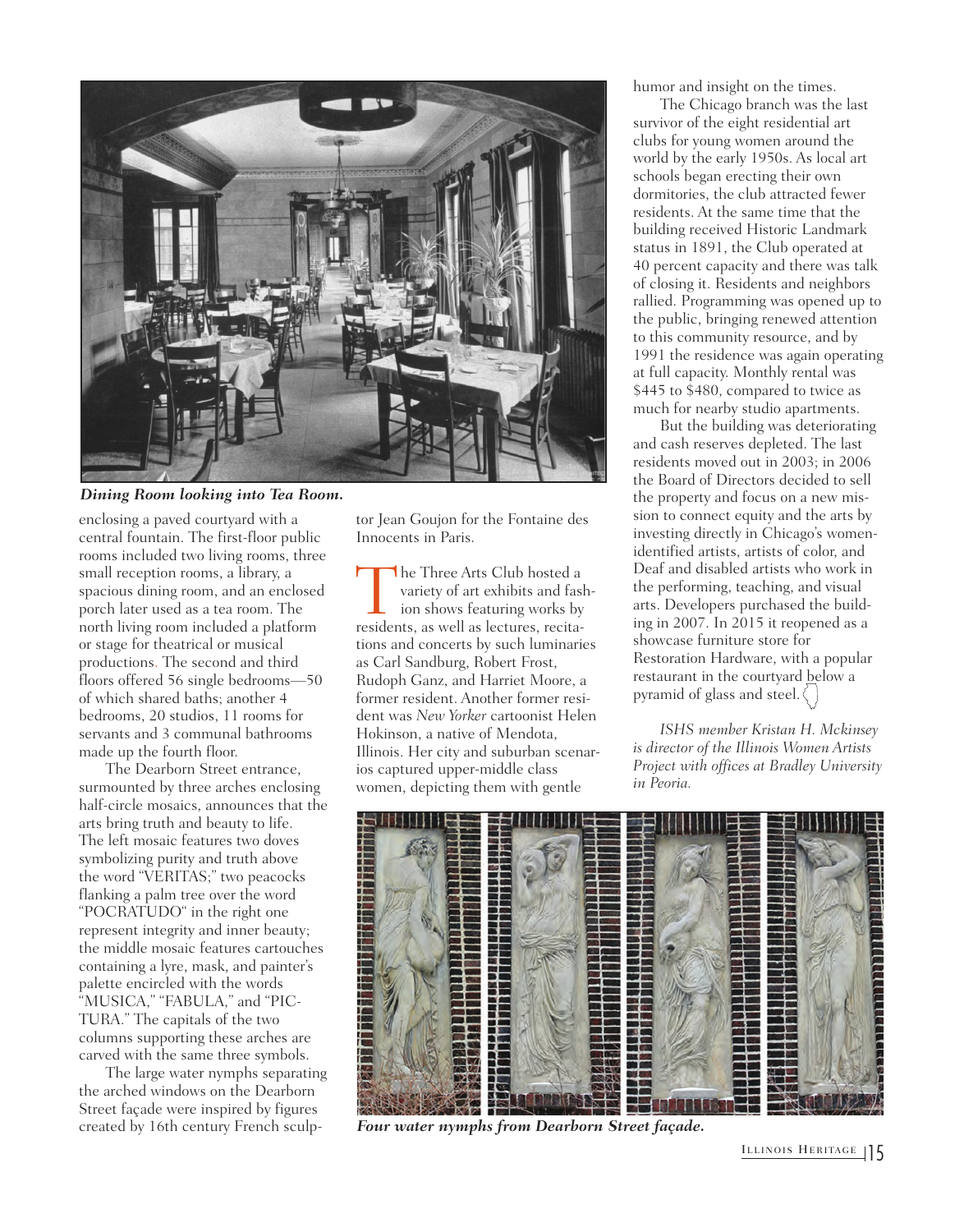*Dining Room looking into Tea Room.*

enclosing a paved courtyard with a central fountain. The first-floor public rooms included two living rooms, three small reception rooms, a library, a spacious dining room, and an enclosed porch later used as a tea room. The north living room included a platform or stage for theatrical or musical productions. The second and third floors offered 56 single bedrooms—50 of which shared baths; another 4 bedrooms, 20 studios, 11 rooms for servants and 3 communal bathrooms made up the fourth floor.

The Dearborn Street entrance, surmounted by three arches enclosing half-circle mosaics, announces that the arts bring truth and beauty to life. The left mosaic features two doves symbolizing purity and truth above the word "VERITAS;" two peacocks flanking a palm tree over the word "POCRATUDO" in the right one represent integrity and inner beauty; the middle mosaic features cartouches containing a lyre, mask, and painter's palette encircled with the words "MUSICA," "FABULA," and "PICTURA." The capitals of the two columns supporting these arches are carved with the same three symbols.

The large water nymphs separating the arched windows on the Dearborn Street façade were inspired by figures created by 16th century French sculptor Jean Goujon for the Fontaine des Innocents in Paris.

The Three Arts Club hosted a variety of art exhibits and fashion shows featuring works by residents, as well as lectures, recitations and concerts by such luminaries as Carl Sandburg, Robert Frost, Rudoph Ganz, and Harriet Moore, a former resident. Another former resident was *New Yorker* cartoonist Helen Hokinson, a native of Mendota, Illinois. Her city and suburban scenarios captured upper-middle class women, depicting them with gentle humor and insight on the times.

The Chicago branch was the last survivor of the eight residential art clubs for young women around the world by the early 1950s. As local art schools began erecting their own dormitories, the club attracted fewer residents. At the same time that the building received Historic Landmark status in 1891, the Club operated at 40 percent capacity and there was talk of closing it. Residents and neighbors rallied. Programming was opened up to the public, bringing renewed attention to this community resource, and by 1991 the residence was again operating at full capacity. Monthly rental was $445 to $480, compared to twice as much for nearby studio apartments.

But the building was deteriorating and cash reserves depleted. The last residents moved out in 2003; in 2006 the Board of Directors decided to sell the property and focus on a new mission to connect equity and the arts by investing directly in Chicago's women-identified artists, artists of color, and Deaf and disabled artists who work in the performing, teaching, and visual arts. Developers purchased the building in 2007. In 2015 it reopened as a showcase furniture store for Restoration Hardware, with a popular restaurant in the courtyard below a pyramid of glass and steel.

*ISHS member Kristan H. Mckinsey is director of the Illinois Women Artists Project with offices at Bradley University in Peoria.*

*Four water nymphs from Dearborn Street façade.*